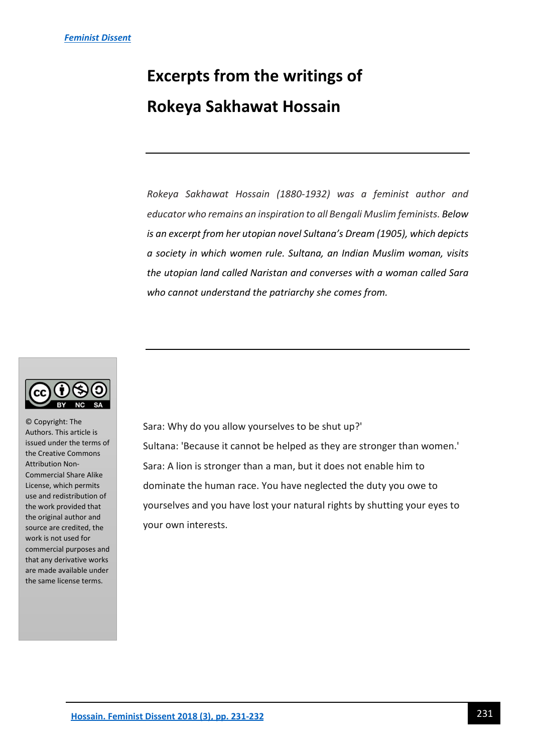# Excerpts from the writings of Rokeya Sakhawat Hossain

*Rokeya Sakhawat Hossain (1880-1932) was a feminist author and educator who remains an inspiration to all Bengali Muslim feminists. Below is an excerpt from her utopian novel Sultana's Dream (1905), which depicts a society in which women rule. Sultana, an Indian Muslim woman, visits the utopian land called Naristan and converses with a woman called Sara who cannot understand the patriarchy she comes from.*

© Copyright: The Authors. This article is issued under the terms of the Creative Commons Attribution Non-Commercial Share Alike License, which permits use and redistribution of the work provided that the original author and source are credited, the work is not used for commercial purposes and that any derivative works are made available under the same license terms.

Sara: Why do you allow yourselves to be shut up?'

Sultana: 'Because it cannot be helped as they are stronger than women.'

Sara: A lion is stronger than a man, but it does not enable him to dominate the human race. You have neglected the duty you owe to yourselves and you have lost your natural rights by shutting your eyes to your own interests.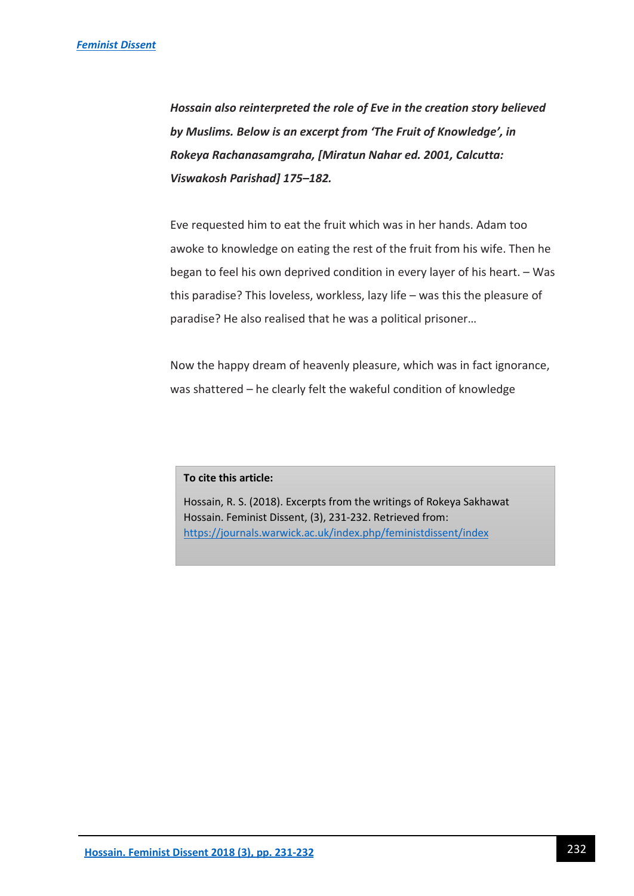***Hossain also reinterpreted the role of Eve in the creation story believed by Muslims. Below is an excerpt from 'The Fruit of Knowledge', in Rokeya Rachanasamgraha, [Miratun Nahar ed. 2001, Calcutta: Viswakosh Parishad] 175–182.***

Eve requested him to eat the fruit which was in her hands. Adam too awoke to knowledge on eating the rest of the fruit from his wife. Then he began to feel his own deprived condition in every layer of his heart. – Was this paradise? This loveless, workless, lazy life – was this the pleasure of paradise? He also realised that he was a political prisoner…

Now the happy dream of heavenly pleasure, which was in fact ignorance, was shattered – he clearly felt the wakeful condition of knowledge

**To cite this article:**

Hossain, R. S. (2018). Excerpts from the writings of Rokeya Sakhawat Hossain. Feminist Dissent, (3), 231-232. Retrieved from: https://journals.warwick.ac.uk/index.php/feministdissent/index